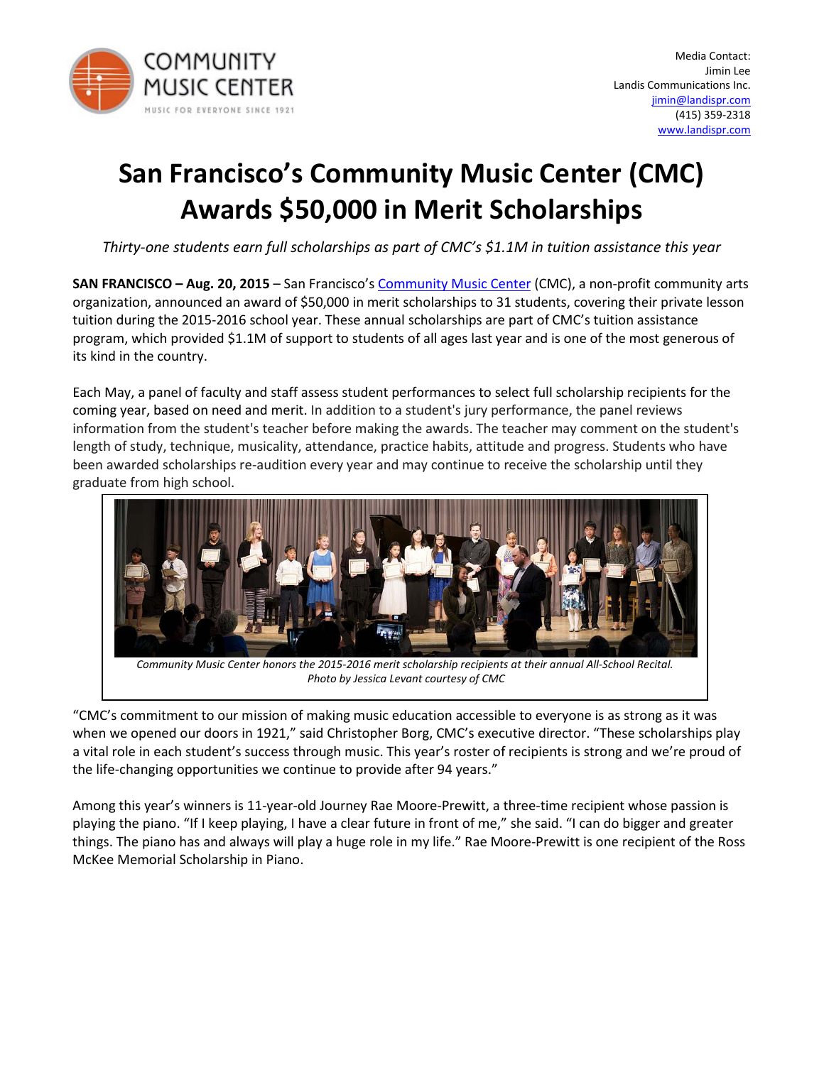COMMUNITY MUSIC CENTER
MUSIC FOR EVERYONE SINCE 1921

Media Contact:
Jimin Lee
Landis Communications Inc.
jimin@landispr.com
(415) 359-2318
www.landispr.com

# San Francisco's Community Music Center (CMC) Awards $50,000 in Merit Scholarships

*Thirty-one students earn full scholarships as part of CMC's $1.1M in tuition assistance this year*

**SAN FRANCISCO – Aug. 20, 2015** – San Francisco's Community Music Center (CMC), a non-profit community arts organization, announced an award of $50,000 in merit scholarships to 31 students, covering their private lesson tuition during the 2015-2016 school year. These annual scholarships are part of CMC's tuition assistance program, which provided $1.1M of support to students of all ages last year and is one of the most generous of its kind in the country.

Each May, a panel of faculty and staff assess student performances to select full scholarship recipients for the coming year, based on need and merit. In addition to a student's jury performance, the panel reviews information from the student's teacher before making the awards. The teacher may comment on the student's length of study, technique, musicality, attendance, practice habits, attitude and progress. Students who have been awarded scholarships re-audition every year and may continue to receive the scholarship until they graduate from high school.

*Community Music Center honors the 2015-2016 merit scholarship recipients at their annual All-School Recital. Photo by Jessica Levant courtesy of CMC*

"CMC's commitment to our mission of making music education accessible to everyone is as strong as it was when we opened our doors in 1921," said Christopher Borg, CMC's executive director. "These scholarships play a vital role in each student's success through music. This year's roster of recipients is strong and we're proud of the life-changing opportunities we continue to provide after 94 years."

Among this year's winners is 11-year-old Journey Rae Moore-Prewitt, a three-time recipient whose passion is playing the piano. "If I keep playing, I have a clear future in front of me," she said. "I can do bigger and greater things. The piano has and always will play a huge role in my life." Rae Moore-Prewitt is one recipient of the Ross McKee Memorial Scholarship in Piano.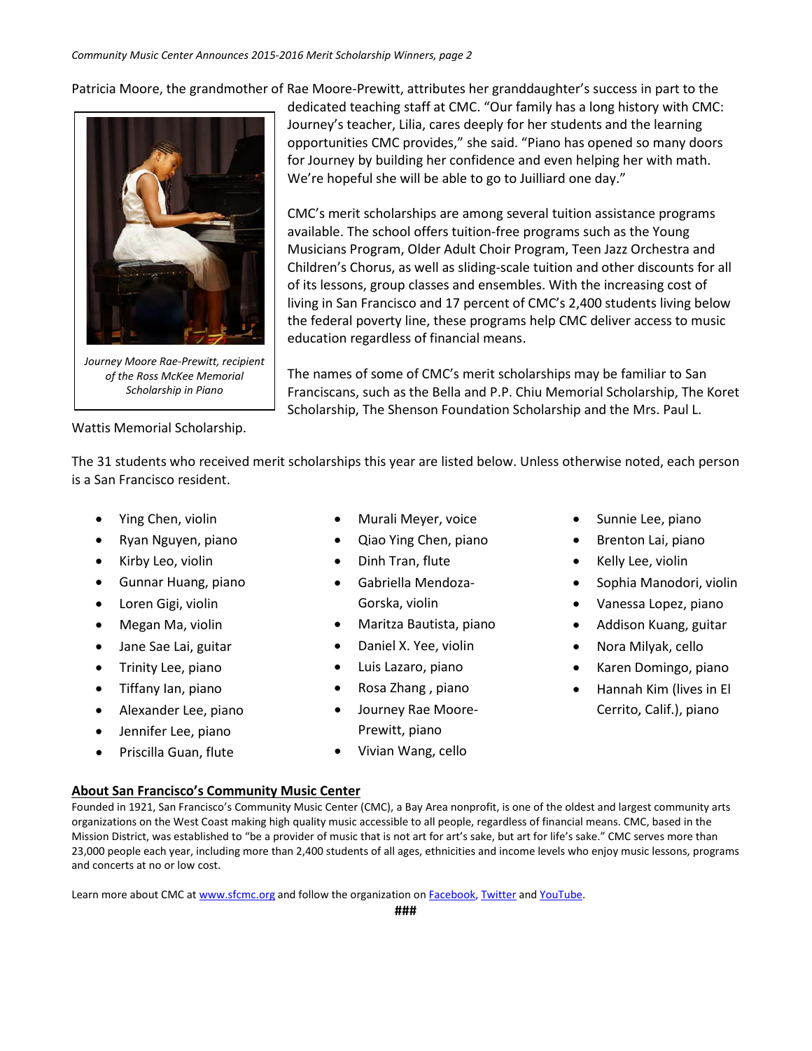Patricia Moore, the grandmother of Rae Moore-Prewitt, attributes her granddaughter's success in part to the dedicated teaching staff at CMC. "Our family has a long history with CMC: Journey's teacher, Lilia, cares deeply for her students and the learning opportunities CMC provides," she said. "Piano has opened so many doors for Journey by building her confidence and even helping her with math. We're hopeful she will be able to go to Juilliard one day."

*Journey Moore Rae-Prewitt, recipient of the Ross McKee Memorial Scholarship in Piano*

CMC's merit scholarships are among several tuition assistance programs available. The school offers tuition-free programs such as the Young Musicians Program, Older Adult Choir Program, Teen Jazz Orchestra and Children's Chorus, as well as sliding-scale tuition and other discounts for all of its lessons, group classes and ensembles. With the increasing cost of living in San Francisco and 17 percent of CMC's 2,400 students living below the federal poverty line, these programs help CMC deliver access to music education regardless of financial means.

The names of some of CMC's merit scholarships may be familiar to San Franciscans, such as the Bella and P.P. Chiu Memorial Scholarship, The Koret Scholarship, The Shenson Foundation Scholarship and the Mrs. Paul L. Wattis Memorial Scholarship.

The 31 students who received merit scholarships this year are listed below. Unless otherwise noted, each person is a San Francisco resident.

- Ying Chen, violin
- Ryan Nguyen, piano
- Kirby Leo, violin
- Gunnar Huang, piano
- Loren Gigi, violin
- Megan Ma, violin
- Jane Sae Lai, guitar
- Trinity Lee, piano
- Tiffany Ian, piano
- Alexander Lee, piano
- Jennifer Lee, piano
- Priscilla Guan, flute
- Murali Meyer, voice
- Qiao Ying Chen, piano
- Dinh Tran, flute
- Gabriella Mendoza-Gorska, violin
- Maritza Bautista, piano
- Daniel X. Yee, violin
- Luis Lazaro, piano
- Rosa Zhang , piano
- Journey Rae Moore-Prewitt, piano
- Vivian Wang, cello
- Sunnie Lee, piano
- Brenton Lai, piano
- Kelly Lee, violin
- Sophia Manodori, violin
- Vanessa Lopez, piano
- Addison Kuang, guitar
- Nora Milyak, cello
- Karen Domingo, piano
- Hannah Kim (lives in El Cerrito, Calif.), piano

**About San Francisco's Community Music Center**

Founded in 1921, San Francisco's Community Music Center (CMC), a Bay Area nonprofit, is one of the oldest and largest community arts organizations on the West Coast making high quality music accessible to all people, regardless of financial means. CMC, based in the Mission District, was established to "be a provider of music that is not art for art's sake, but art for life's sake." CMC serves more than 23,000 people each year, including more than 2,400 students of all ages, ethnicities and income levels who enjoy music lessons, programs and concerts at no or low cost.

Learn more about CMC at www.sfcmc.org and follow the organization on Facebook, Twitter and YouTube.

###